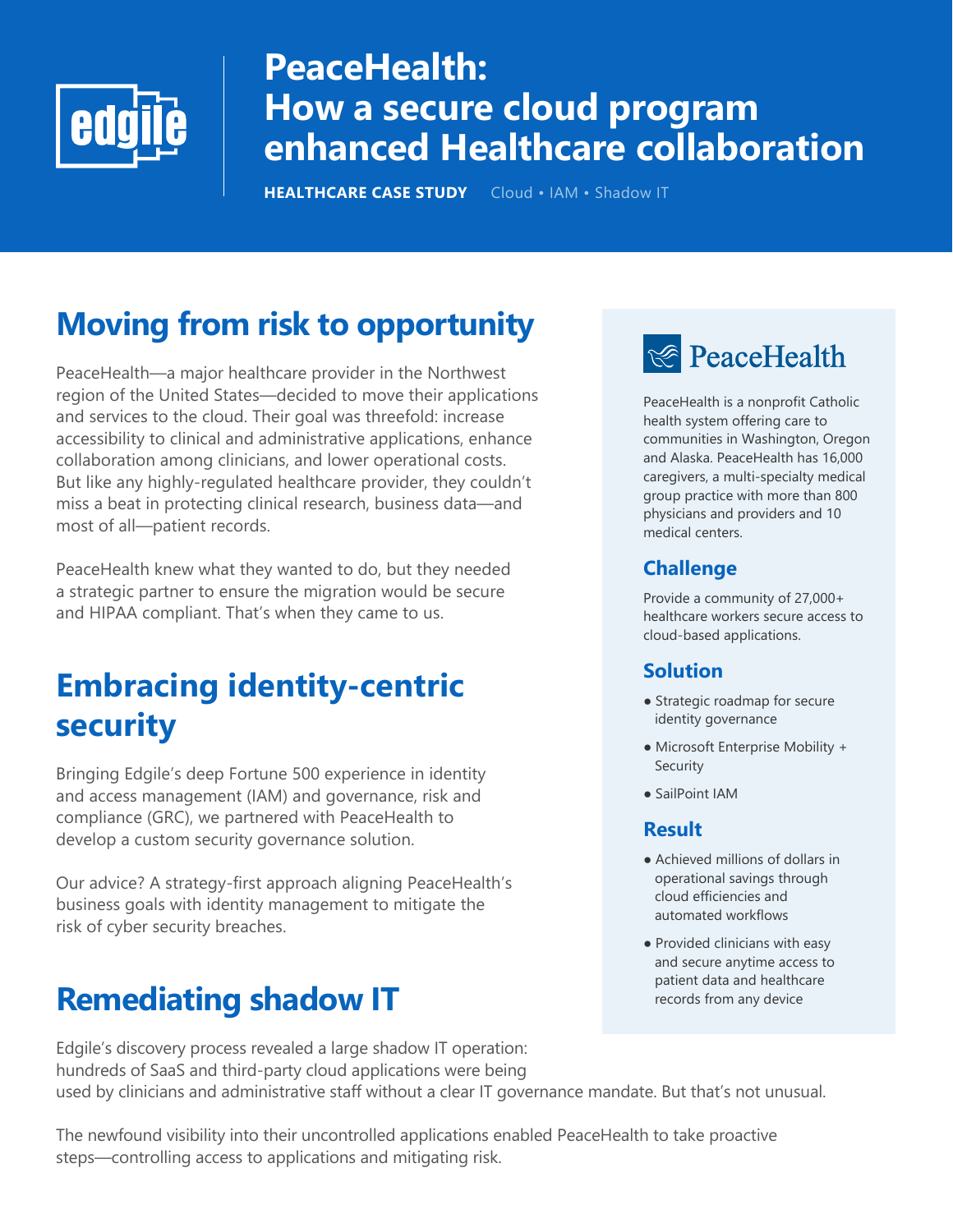# PeaceHealth: How a secure cloud program enhanced Healthcare collaboration

**HEALTHCARE CASE STUDY** Cloud • IAM • Shadow IT

## Moving from risk to opportunity

PeaceHealth—a major healthcare provider in the Northwest region of the United States—decided to move their applications and services to the cloud. Their goal was threefold: increase accessibility to clinical and administrative applications, enhance collaboration among clinicians, and lower operational costs. But like any highly-regulated healthcare provider, they couldn't miss a beat in protecting clinical research, business data—and most of all—patient records.

PeaceHealth knew what they wanted to do, but they needed a strategic partner to ensure the migration would be secure and HIPAA compliant. That's when they came to us.

## Embracing identity-centric security

Bringing Edgile's deep Fortune 500 experience in identity and access management (IAM) and governance, risk and compliance (GRC), we partnered with PeaceHealth to develop a custom security governance solution.

Our advice? A strategy-first approach aligning PeaceHealth's business goals with identity management to mitigate the risk of cyber security breaches.

## Remediating shadow IT

Edgile's discovery process revealed a large shadow IT operation: hundreds of SaaS and third-party cloud applications were being used by clinicians and administrative staff without a clear IT governance mandate. But that's not unusual.

The newfound visibility into their uncontrolled applications enabled PeaceHealth to take proactive steps—controlling access to applications and mitigating risk.

---

**PeaceHealth**

PeaceHealth is a nonprofit Catholic health system offering care to communities in Washington, Oregon and Alaska. PeaceHealth has 16,000 caregivers, a multi-specialty medical group practice with more than 800 physicians and providers and 10 medical centers.

### Challenge

Provide a community of 27,000+ healthcare workers secure access to cloud-based applications.

### Solution

- Strategic roadmap for secure identity governance
- Microsoft Enterprise Mobility + Security
- SailPoint IAM

### Result

- Achieved millions of dollars in operational savings through cloud efficiencies and automated workflows
- Provided clinicians with easy and secure anytime access to patient data and healthcare records from any device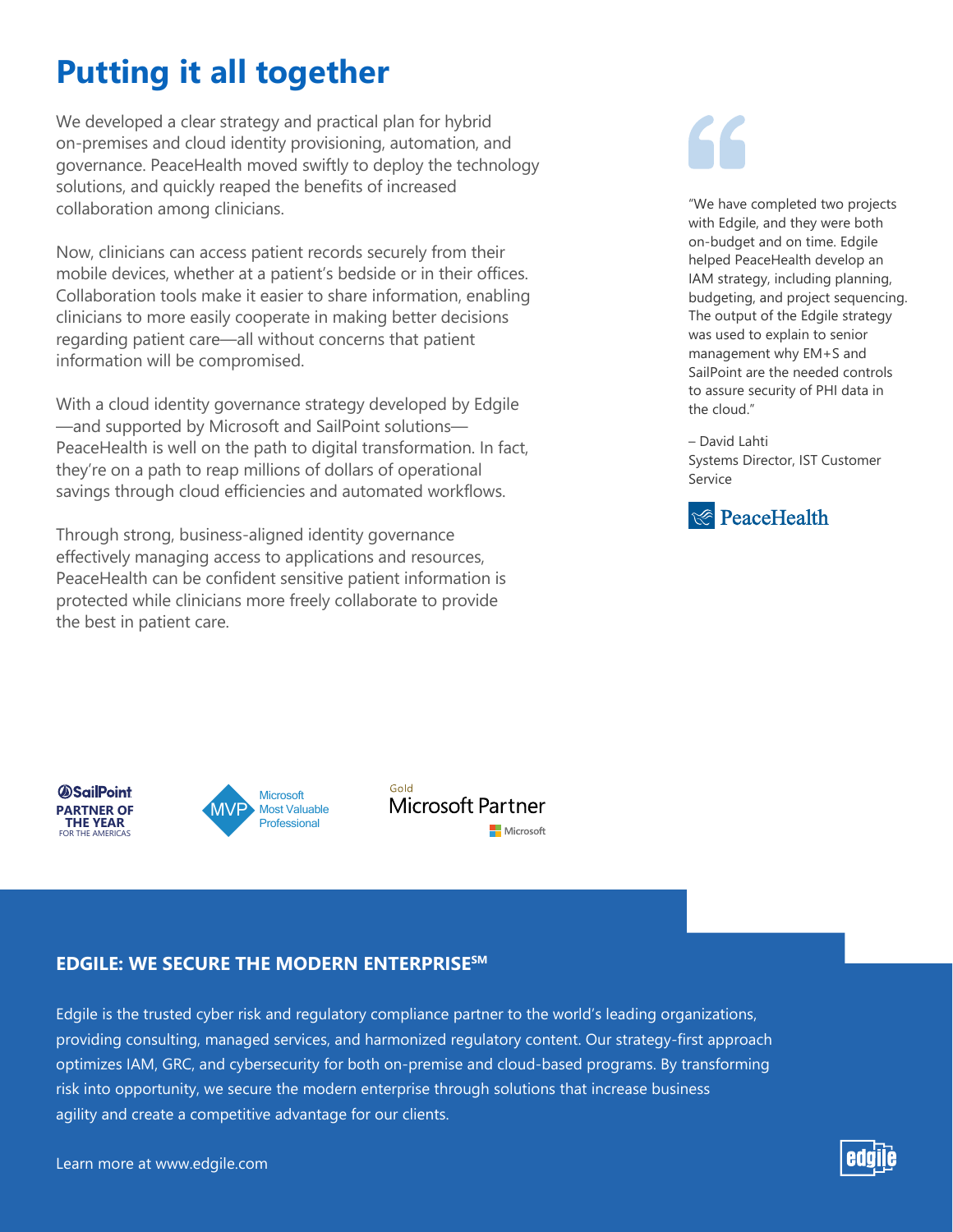# Putting it all together

We developed a clear strategy and practical plan for hybrid on-premises and cloud identity provisioning, automation, and governance. PeaceHealth moved swiftly to deploy the technology solutions, and quickly reaped the benefits of increased collaboration among clinicians.

Now, clinicians can access patient records securely from their mobile devices, whether at a patient's bedside or in their offices. Collaboration tools make it easier to share information, enabling clinicians to more easily cooperate in making better decisions regarding patient care—all without concerns that patient information will be compromised.

With a cloud identity governance strategy developed by Edgile—and supported by Microsoft and SailPoint solutions—PeaceHealth is well on the path to digital transformation. In fact, they're on a path to reap millions of dollars of operational savings through cloud efficiencies and automated workflows.

Through strong, business-aligned identity governance effectively managing access to applications and resources, PeaceHealth can be confident sensitive patient information is protected while clinicians more freely collaborate to provide the best in patient care.

> "We have completed two projects with Edgile, and they were both on-budget and on time. Edgile helped PeaceHealth develop an IAM strategy, including planning, budgeting, and project sequencing. The output of the Edgile strategy was used to explain to senior management why EM+S and SailPoint are the needed controls to assure security of PHI data in the cloud."
>
> – David Lahti
> Systems Director, IST Customer Service

PeaceHealth

SailPoint PARTNER OF THE YEAR FOR THE AMERICAS

MVP Microsoft Most Valuable Professional

Gold Microsoft Partner Microsoft

## EDGILE: WE SECURE THE MODERN ENTERPRISE[SM]

Edgile is the trusted cyber risk and regulatory compliance partner to the world's leading organizations, providing consulting, managed services, and harmonized regulatory content. Our strategy-first approach optimizes IAM, GRC, and cybersecurity for both on-premise and cloud-based programs. By transforming risk into opportunity, we secure the modern enterprise through solutions that increase business agility and create a competitive advantage for our clients.

Learn more at www.edgile.com

edgile